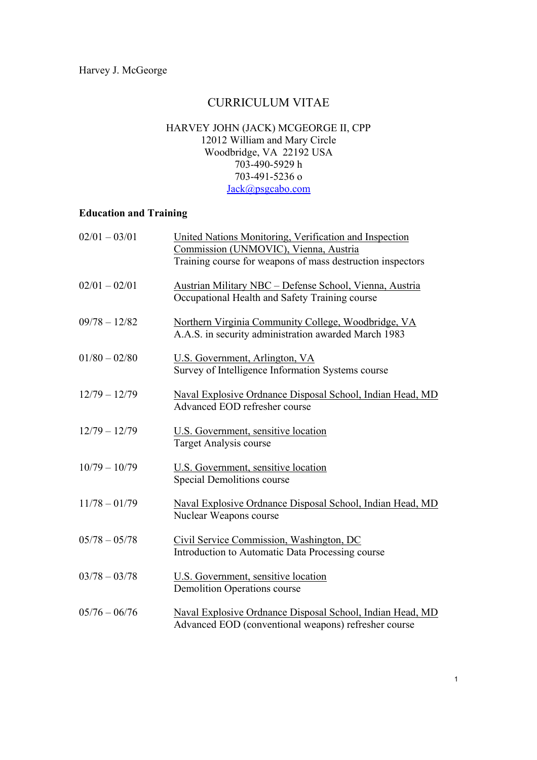Harvey J. McGeorge

# CURRICULUM VITAE

HARVEY JOHN (JACK) MCGEORGE II, CPP
12012 William and Mary Circle
Woodbridge, VA 22192 USA
703-490-5929 h
703-491-5236 o
Jack@psgcabo.com

## Education and Training

| | |
|---|---|
| 02/01 – 03/01 | United Nations Monitoring, Verification and Inspection Commission (UNMOVIC), Vienna, Austria<br>Training course for weapons of mass destruction inspectors |
| 02/01 – 02/01 | Austrian Military NBC – Defense School, Vienna, Austria<br>Occupational Health and Safety Training course |
| 09/78 – 12/82 | Northern Virginia Community College, Woodbridge, VA<br>A.A.S. in security administration awarded March 1983 |
| 01/80 – 02/80 | U.S. Government, Arlington, VA<br>Survey of Intelligence Information Systems course |
| 12/79 – 12/79 | Naval Explosive Ordnance Disposal School, Indian Head, MD<br>Advanced EOD refresher course |
| 12/79 – 12/79 | U.S. Government, sensitive location<br>Target Analysis course |
| 10/79 – 10/79 | U.S. Government, sensitive location<br>Special Demolitions course |
| 11/78 – 01/79 | Naval Explosive Ordnance Disposal School, Indian Head, MD<br>Nuclear Weapons course |
| 05/78 – 05/78 | Civil Service Commission, Washington, DC<br>Introduction to Automatic Data Processing course |
| 03/78 – 03/78 | U.S. Government, sensitive location<br>Demolition Operations course |
| 05/76 – 06/76 | Naval Explosive Ordnance Disposal School, Indian Head, MD<br>Advanced EOD (conventional weapons) refresher course |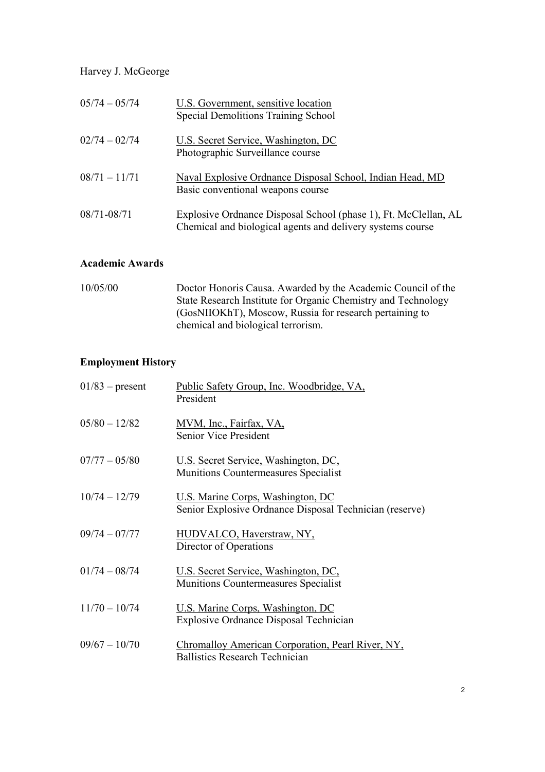Harvey J. McGeorge

| | |
|---|---|
| 05/74 – 05/74 | U.S. Government, sensitive location<br>Special Demolitions Training School |
| 02/74 – 02/74 | U.S. Secret Service, Washington, DC<br>Photographic Surveillance course |
| 08/71 – 11/71 | Naval Explosive Ordnance Disposal School, Indian Head, MD<br>Basic conventional weapons course |
| 08/71-08/71 | Explosive Ordnance Disposal School (phase 1), Ft. McClellan, AL<br>Chemical and biological agents and delivery systems course |

## Academic Awards

| | |
|---|---|
| 10/05/00 | Doctor Honoris Causa. Awarded by the Academic Council of the State Research Institute for Organic Chemistry and Technology (GosNIIOKhT), Moscow, Russia for research pertaining to chemical and biological terrorism. |

## Employment History

| | |
|---|---|
| 01/83 – present | Public Safety Group, Inc. Woodbridge, VA,<br>President |
| 05/80 – 12/82 | MVM, Inc., Fairfax, VA,<br>Senior Vice President |
| 07/77 – 05/80 | U.S. Secret Service, Washington, DC,<br>Munitions Countermeasures Specialist |
| 10/74 – 12/79 | U.S. Marine Corps, Washington, DC<br>Senior Explosive Ordnance Disposal Technician (reserve) |
| 09/74 – 07/77 | HUDVALCO, Haverstraw, NY,<br>Director of Operations |
| 01/74 – 08/74 | U.S. Secret Service, Washington, DC,<br>Munitions Countermeasures Specialist |
| 11/70 – 10/74 | U.S. Marine Corps, Washington, DC<br>Explosive Ordnance Disposal Technician |
| 09/67 – 10/70 | Chromalloy American Corporation, Pearl River, NY,<br>Ballistics Research Technician |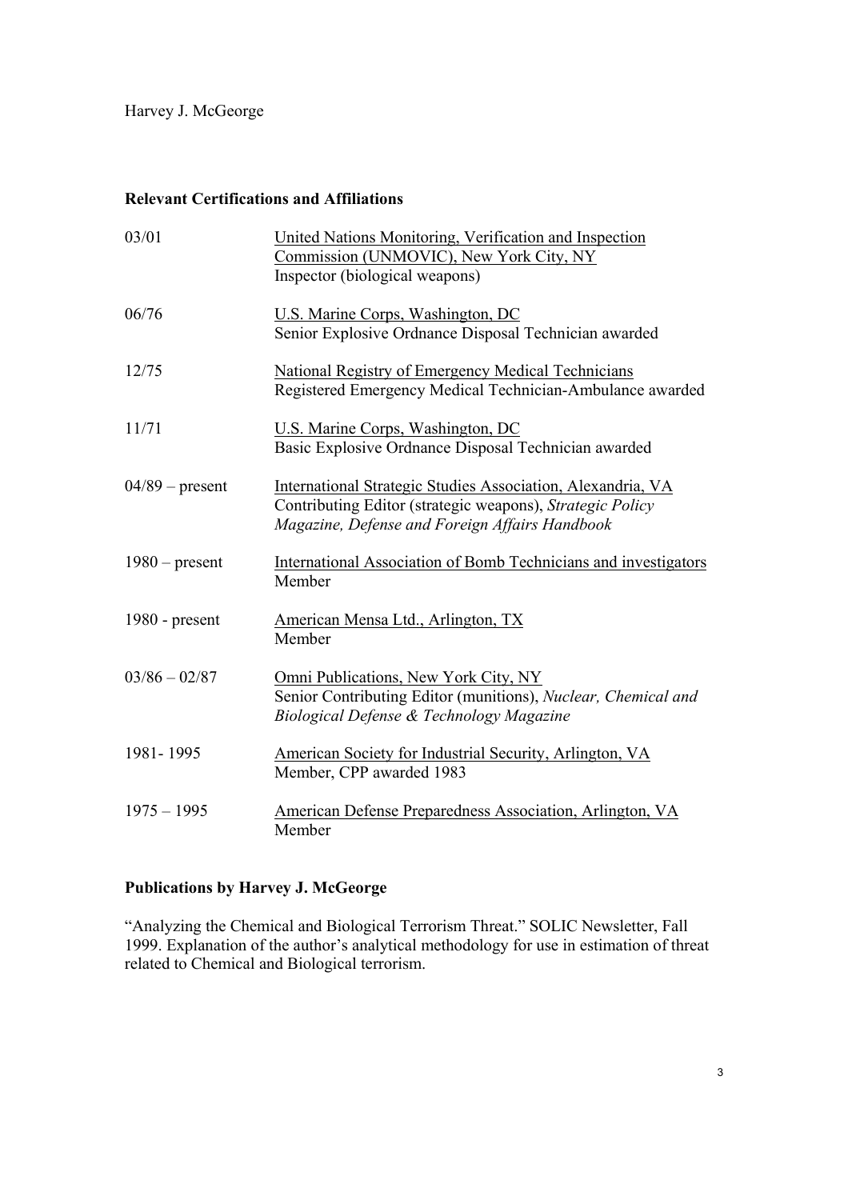Harvey J. McGeorge

## Relevant Certifications and Affiliations

| | |
|---|---|
| 03/01 | United Nations Monitoring, Verification and Inspection Commission (UNMOVIC), New York City, NY<br>Inspector (biological weapons) |
| 06/76 | U.S. Marine Corps, Washington, DC<br>Senior Explosive Ordnance Disposal Technician awarded |
| 12/75 | National Registry of Emergency Medical Technicians<br>Registered Emergency Medical Technician-Ambulance awarded |
| 11/71 | U.S. Marine Corps, Washington, DC<br>Basic Explosive Ordnance Disposal Technician awarded |
| 04/89 – present | International Strategic Studies Association, Alexandria, VA<br>Contributing Editor (strategic weapons), *Strategic Policy Magazine, Defense and Foreign Affairs Handbook* |
| 1980 – present | International Association of Bomb Technicians and investigators<br>Member |
| 1980 - present | American Mensa Ltd., Arlington, TX<br>Member |
| 03/86 – 02/87 | Omni Publications, New York City, NY<br>Senior Contributing Editor (munitions), *Nuclear, Chemical and Biological Defense & Technology Magazine* |
| 1981- 1995 | American Society for Industrial Security, Arlington, VA<br>Member, CPP awarded 1983 |
| 1975 – 1995 | American Defense Preparedness Association, Arlington, VA<br>Member |

## Publications by Harvey J. McGeorge

"Analyzing the Chemical and Biological Terrorism Threat." SOLIC Newsletter, Fall 1999. Explanation of the author's analytical methodology for use in estimation of threat related to Chemical and Biological terrorism.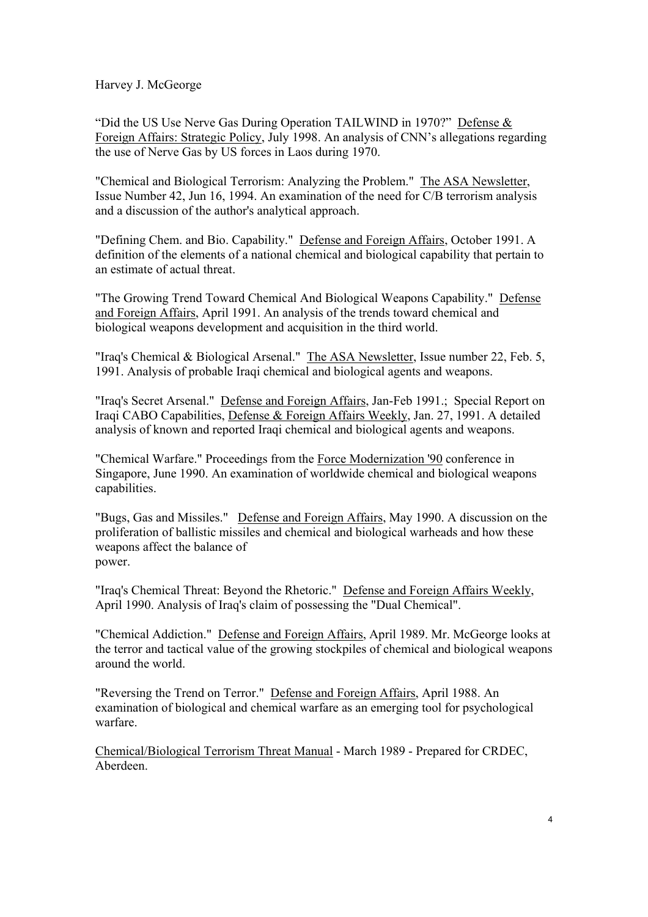Harvey J. McGeorge

“Did the US Use Nerve Gas During Operation TAILWIND in 1970?” Defense & Foreign Affairs: Strategic Policy, July 1998. An analysis of CNN’s allegations regarding the use of Nerve Gas by US forces in Laos during 1970.

"Chemical and Biological Terrorism: Analyzing the Problem." The ASA Newsletter, Issue Number 42, Jun 16, 1994. An examination of the need for C/B terrorism analysis and a discussion of the author's analytical approach.

"Defining Chem. and Bio. Capability." Defense and Foreign Affairs, October 1991. A definition of the elements of a national chemical and biological capability that pertain to an estimate of actual threat.

"The Growing Trend Toward Chemical And Biological Weapons Capability." Defense and Foreign Affairs, April 1991. An analysis of the trends toward chemical and biological weapons development and acquisition in the third world.

"Iraq's Chemical & Biological Arsenal." The ASA Newsletter, Issue number 22, Feb. 5, 1991. Analysis of probable Iraqi chemical and biological agents and weapons.

"Iraq's Secret Arsenal." Defense and Foreign Affairs, Jan-Feb 1991.; Special Report on Iraqi CABO Capabilities, Defense & Foreign Affairs Weekly, Jan. 27, 1991. A detailed analysis of known and reported Iraqi chemical and biological agents and weapons.

"Chemical Warfare." Proceedings from the Force Modernization '90 conference in Singapore, June 1990. An examination of worldwide chemical and biological weapons capabilities.

"Bugs, Gas and Missiles." Defense and Foreign Affairs, May 1990. A discussion on the proliferation of ballistic missiles and chemical and biological warheads and how these weapons affect the balance of power.

"Iraq's Chemical Threat: Beyond the Rhetoric." Defense and Foreign Affairs Weekly, April 1990. Analysis of Iraq's claim of possessing the "Dual Chemical".

"Chemical Addiction." Defense and Foreign Affairs, April 1989. Mr. McGeorge looks at the terror and tactical value of the growing stockpiles of chemical and biological weapons around the world.

"Reversing the Trend on Terror." Defense and Foreign Affairs, April 1988. An examination of biological and chemical warfare as an emerging tool for psychological warfare.

Chemical/Biological Terrorism Threat Manual - March 1989 - Prepared for CRDEC, Aberdeen.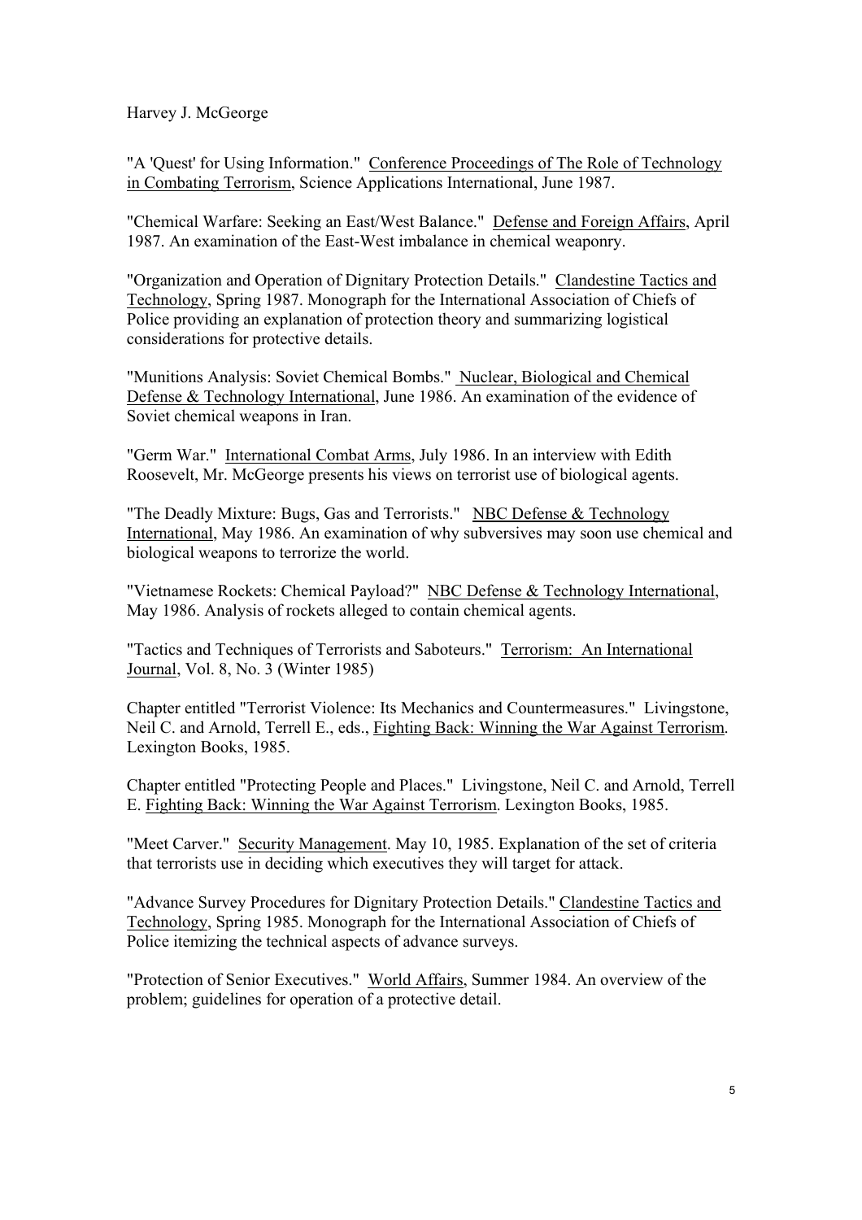Harvey J. McGeorge

"A 'Quest' for Using Information." Conference Proceedings of The Role of Technology in Combating Terrorism, Science Applications International, June 1987.

"Chemical Warfare: Seeking an East/West Balance." Defense and Foreign Affairs, April 1987. An examination of the East-West imbalance in chemical weaponry.

"Organization and Operation of Dignitary Protection Details." Clandestine Tactics and Technology, Spring 1987. Monograph for the International Association of Chiefs of Police providing an explanation of protection theory and summarizing logistical considerations for protective details.

"Munitions Analysis: Soviet Chemical Bombs." Nuclear, Biological and Chemical Defense & Technology International, June 1986. An examination of the evidence of Soviet chemical weapons in Iran.

"Germ War." International Combat Arms, July 1986. In an interview with Edith Roosevelt, Mr. McGeorge presents his views on terrorist use of biological agents.

"The Deadly Mixture: Bugs, Gas and Terrorists." NBC Defense & Technology International, May 1986. An examination of why subversives may soon use chemical and biological weapons to terrorize the world.

"Vietnamese Rockets: Chemical Payload?" NBC Defense & Technology International, May 1986. Analysis of rockets alleged to contain chemical agents.

"Tactics and Techniques of Terrorists and Saboteurs." Terrorism: An International Journal, Vol. 8, No. 3 (Winter 1985)

Chapter entitled "Terrorist Violence: Its Mechanics and Countermeasures." Livingstone, Neil C. and Arnold, Terrell E., eds., Fighting Back: Winning the War Against Terrorism. Lexington Books, 1985.

Chapter entitled "Protecting People and Places." Livingstone, Neil C. and Arnold, Terrell E. Fighting Back: Winning the War Against Terrorism. Lexington Books, 1985.

"Meet Carver." Security Management. May 10, 1985. Explanation of the set of criteria that terrorists use in deciding which executives they will target for attack.

"Advance Survey Procedures for Dignitary Protection Details." Clandestine Tactics and Technology, Spring 1985. Monograph for the International Association of Chiefs of Police itemizing the technical aspects of advance surveys.

"Protection of Senior Executives." World Affairs, Summer 1984. An overview of the problem; guidelines for operation of a protective detail.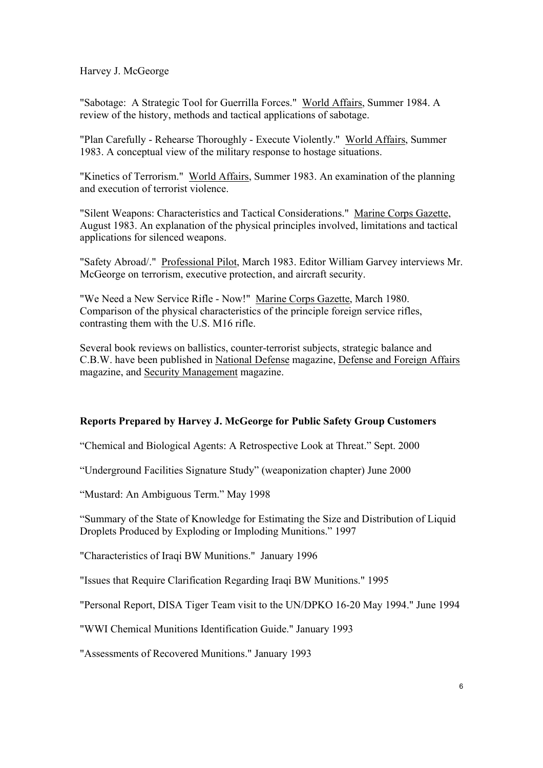Harvey J. McGeorge

"Sabotage: A Strategic Tool for Guerrilla Forces." World Affairs, Summer 1984. A review of the history, methods and tactical applications of sabotage.

"Plan Carefully - Rehearse Thoroughly - Execute Violently." World Affairs, Summer 1983. A conceptual view of the military response to hostage situations.

"Kinetics of Terrorism." World Affairs, Summer 1983. An examination of the planning and execution of terrorist violence.

"Silent Weapons: Characteristics and Tactical Considerations." Marine Corps Gazette, August 1983. An explanation of the physical principles involved, limitations and tactical applications for silenced weapons.

"Safety Abroad/." Professional Pilot, March 1983. Editor William Garvey interviews Mr. McGeorge on terrorism, executive protection, and aircraft security.

"We Need a New Service Rifle - Now!" Marine Corps Gazette, March 1980. Comparison of the physical characteristics of the principle foreign service rifles, contrasting them with the U.S. M16 rifle.

Several book reviews on ballistics, counter-terrorist subjects, strategic balance and C.B.W. have been published in National Defense magazine, Defense and Foreign Affairs magazine, and Security Management magazine.

**Reports Prepared by Harvey J. McGeorge for Public Safety Group Customers**

“Chemical and Biological Agents: A Retrospective Look at Threat.” Sept. 2000

“Underground Facilities Signature Study” (weaponization chapter) June 2000

“Mustard: An Ambiguous Term.” May 1998

“Summary of the State of Knowledge for Estimating the Size and Distribution of Liquid Droplets Produced by Exploding or Imploding Munitions.” 1997

"Characteristics of Iraqi BW Munitions." January 1996

"Issues that Require Clarification Regarding Iraqi BW Munitions." 1995

"Personal Report, DISA Tiger Team visit to the UN/DPKO 16-20 May 1994." June 1994

"WWI Chemical Munitions Identification Guide." January 1993

"Assessments of Recovered Munitions." January 1993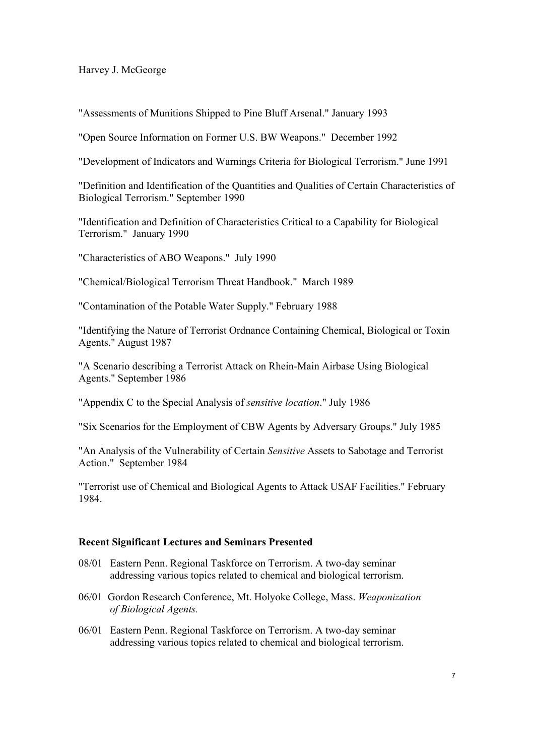Harvey J. McGeorge

"Assessments of Munitions Shipped to Pine Bluff Arsenal." January 1993

"Open Source Information on Former U.S. BW Weapons." December 1992

"Development of Indicators and Warnings Criteria for Biological Terrorism." June 1991

"Definition and Identification of the Quantities and Qualities of Certain Characteristics of Biological Terrorism." September 1990

"Identification and Definition of Characteristics Critical to a Capability for Biological Terrorism." January 1990

"Characteristics of ABO Weapons." July 1990

"Chemical/Biological Terrorism Threat Handbook." March 1989

"Contamination of the Potable Water Supply." February 1988

"Identifying the Nature of Terrorist Ordnance Containing Chemical, Biological or Toxin Agents." August 1987

"A Scenario describing a Terrorist Attack on Rhein-Main Airbase Using Biological Agents." September 1986

"Appendix C to the Special Analysis of *sensitive location*." July 1986

"Six Scenarios for the Employment of CBW Agents by Adversary Groups." July 1985

"An Analysis of the Vulnerability of Certain *Sensitive* Assets to Sabotage and Terrorist Action." September 1984

"Terrorist use of Chemical and Biological Agents to Attack USAF Facilities." February 1984.

**Recent Significant Lectures and Seminars Presented**

- 08/01 Eastern Penn. Regional Taskforce on Terrorism. A two-day seminar addressing various topics related to chemical and biological terrorism.
- 06/01 Gordon Research Conference, Mt. Holyoke College, Mass. *Weaponization of Biological Agents.*
- 06/01 Eastern Penn. Regional Taskforce on Terrorism. A two-day seminar addressing various topics related to chemical and biological terrorism.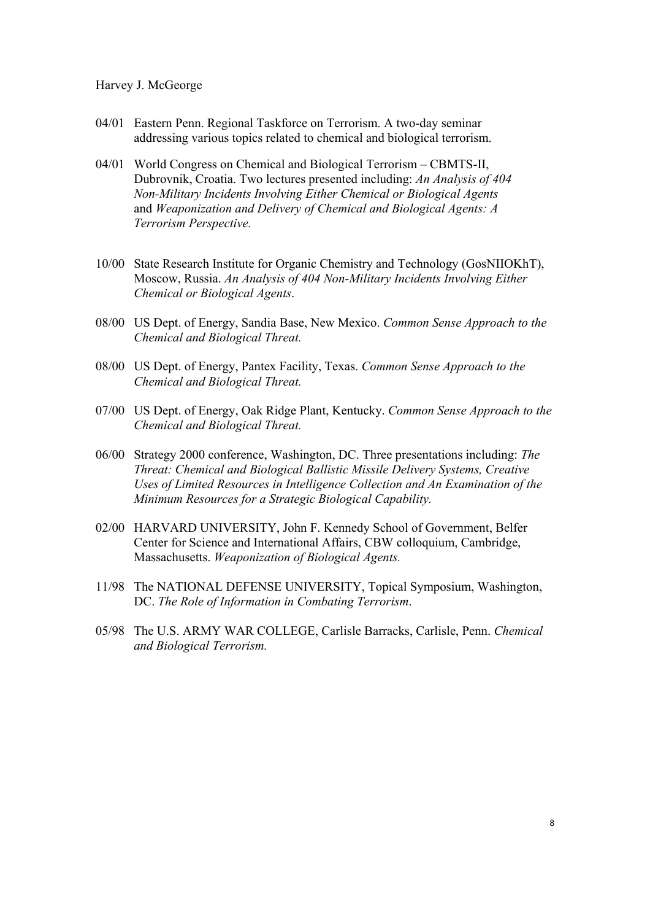Harvey J. McGeorge

04/01 Eastern Penn. Regional Taskforce on Terrorism. A two-day seminar addressing various topics related to chemical and biological terrorism.

04/01 World Congress on Chemical and Biological Terrorism – CBMTS-II, Dubrovnik, Croatia. Two lectures presented including: *An Analysis of 404 Non-Military Incidents Involving Either Chemical or Biological Agents* and *Weaponization and Delivery of Chemical and Biological Agents: A Terrorism Perspective.*

10/00 State Research Institute for Organic Chemistry and Technology (GosNIIOKhT), Moscow, Russia. *An Analysis of 404 Non-Military Incidents Involving Either Chemical or Biological Agents*.

08/00 US Dept. of Energy, Sandia Base, New Mexico. *Common Sense Approach to the Chemical and Biological Threat.*

08/00 US Dept. of Energy, Pantex Facility, Texas. *Common Sense Approach to the Chemical and Biological Threat.*

07/00 US Dept. of Energy, Oak Ridge Plant, Kentucky. *Common Sense Approach to the Chemical and Biological Threat.*

06/00 Strategy 2000 conference, Washington, DC. Three presentations including: *The Threat: Chemical and Biological Ballistic Missile Delivery Systems, Creative Uses of Limited Resources in Intelligence Collection and An Examination of the Minimum Resources for a Strategic Biological Capability.*

02/00 HARVARD UNIVERSITY, John F. Kennedy School of Government, Belfer Center for Science and International Affairs, CBW colloquium, Cambridge, Massachusetts. *Weaponization of Biological Agents.*

11/98 The NATIONAL DEFENSE UNIVERSITY, Topical Symposium, Washington, DC. *The Role of Information in Combating Terrorism*.

05/98 The U.S. ARMY WAR COLLEGE, Carlisle Barracks, Carlisle, Penn. *Chemical and Biological Terrorism.*